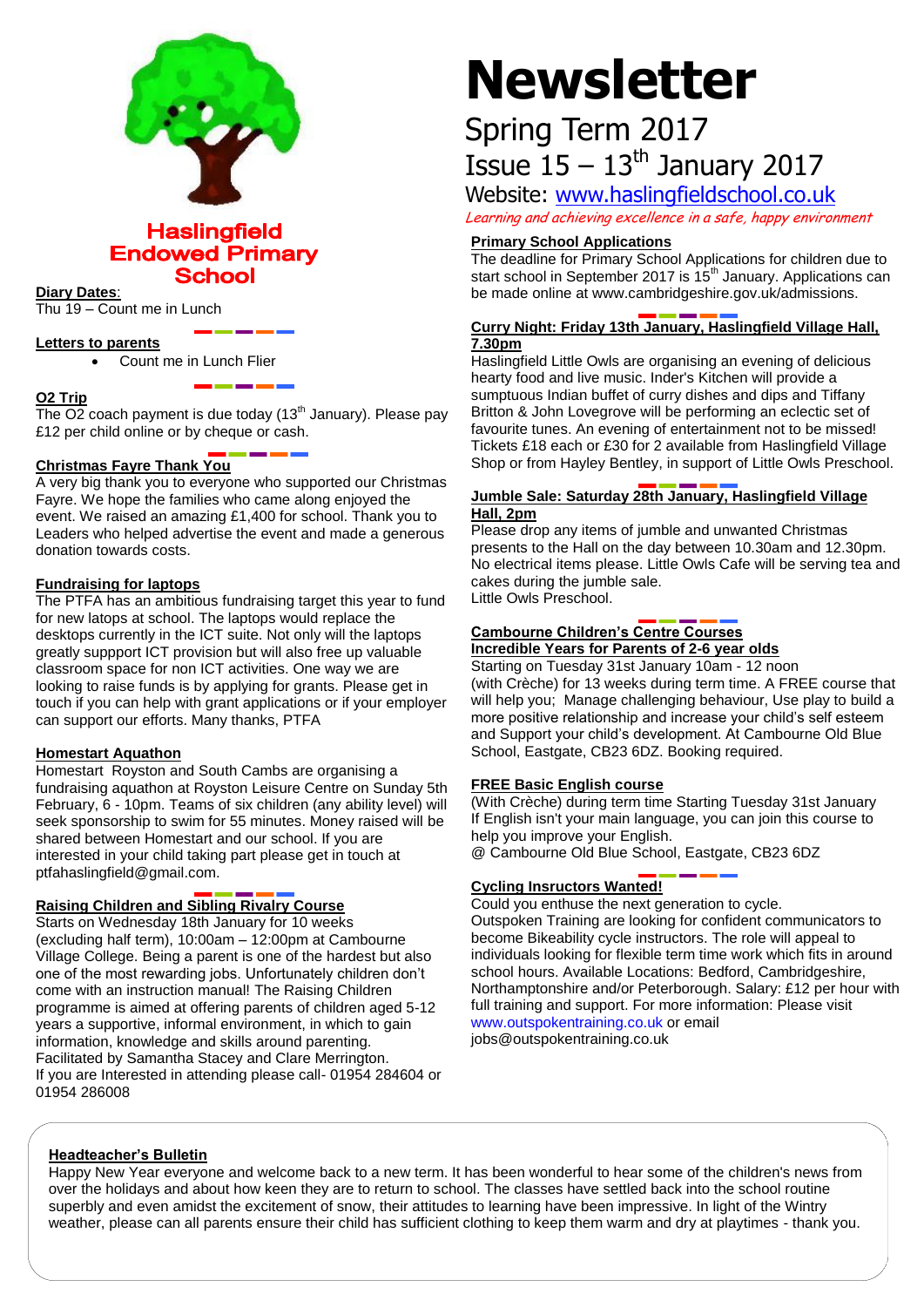# Haslingfield Endowed Primary School

# Newsletter

## Spring Term 2017

## Issue 15 – 13th January 2017

Website: www.haslingfieldschool.co.uk

*Learning and achieving excellence in a safe, happy environment*

**Diary Dates:**

Thu 19 – Count me in Lunch

**Letters to parents**

- Count me in Lunch Flier

**O2 Trip**

The O2 coach payment is due today (13th January). Please pay £12 per child online or by cheque or cash.

**Christmas Fayre Thank You**

A very big thank you to everyone who supported our Christmas Fayre. We hope the families who came along enjoyed the event. We raised an amazing £1,400 for school. Thank you to Leaders who helped advertise the event and made a generous donation towards costs.

**Fundraising for laptops**

The PTFA has an ambitious fundraising target this year to fund for new latops at school. The laptops would replace the desktops currently in the ICT suite. Not only will the laptops greatly suppport ICT provision but will also free up valuable classroom space for non ICT activities. One way we are looking to raise funds is by applying for grants. Please get in touch if you can help with grant applications or if your employer can support our efforts. Many thanks, PTFA

**Homestart Aquathon**

Homestart Royston and South Cambs are organising a fundraising aquathon at Royston Leisure Centre on Sunday 5th February, 6 - 10pm. Teams of six children (any ability level) will seek sponsorship to swim for 55 minutes. Money raised will be shared between Homestart and our school. If you are interested in your child taking part please get in touch at ptfahaslingfield@gmail.com.

**Raising Children and Sibling Rivalry Course**

Starts on Wednesday 18th January for 10 weeks (excluding half term), 10:00am – 12:00pm at Cambourne Village College. Being a parent is one of the hardest but also one of the most rewarding jobs. Unfortunately children don't come with an instruction manual! The Raising Children programme is aimed at offering parents of children aged 5-12 years a supportive, informal environment, in which to gain information, knowledge and skills around parenting. Facilitated by Samantha Stacey and Clare Merrington.
If you are Interested in attending please call- 01954 284604 or 01954 286008

**Primary School Applications**

The deadline for Primary School Applications for children due to start school in September 2017 is 15th January. Applications can be made online at www.cambridgeshire.gov.uk/admissions.

**Curry Night: Friday 13th January, Haslingfield Village Hall, 7.30pm**

Haslingfield Little Owls are organising an evening of delicious hearty food and live music. Inder's Kitchen will provide a sumptuous Indian buffet of curry dishes and dips and Tiffany Britton & John Lovegrove will be performing an eclectic set of favourite tunes. An evening of entertainment not to be missed! Tickets £18 each or £30 for 2 available from Haslingfield Village Shop or from Hayley Bentley, in support of Little Owls Preschool.

**Jumble Sale: Saturday 28th January, Haslingfield Village Hall, 2pm**

Please drop any items of jumble and unwanted Christmas presents to the Hall on the day between 10.30am and 12.30pm. No electrical items please. Little Owls Cafe will be serving tea and cakes during the jumble sale.
Little Owls Preschool.

**Cambourne Children's Centre Courses**

**Incredible Years for Parents of 2-6 year olds**

Starting on Tuesday 31st January 10am - 12 noon (with Crèche) for 13 weeks during term time. A FREE course that will help you; Manage challenging behaviour, Use play to build a more positive relationship and increase your child's self esteem and Support your child's development. At Cambourne Old Blue School, Eastgate, CB23 6DZ. Booking required.

**FREE Basic English course**

(With Crèche) during term time Starting Tuesday 31st January
If English isn't your main language, you can join this course to help you improve your English.
@ Cambourne Old Blue School, Eastgate, CB23 6DZ

**Cycling Insructors Wanted!**

Could you enthuse the next generation to cycle.
Outspoken Training are looking for confident communicators to become Bikeability cycle instructors. The role will appeal to individuals looking for flexible term time work which fits in around school hours. Available Locations: Bedford, Cambridgeshire, Northamptonshire and/or Peterborough. Salary: £12 per hour with full training and support. For more information: Please visit www.outspokentraining.co.uk or email jobs@outspokentraining.co.uk

**Headteacher's Bulletin**

Happy New Year everyone and welcome back to a new term. It has been wonderful to hear some of the children's news from over the holidays and about how keen they are to return to school. The classes have settled back into the school routine superbly and even amidst the excitement of snow, their attitudes to learning have been impressive. In light of the Wintry weather, please can all parents ensure their child has sufficient clothing to keep them warm and dry at playtimes - thank you.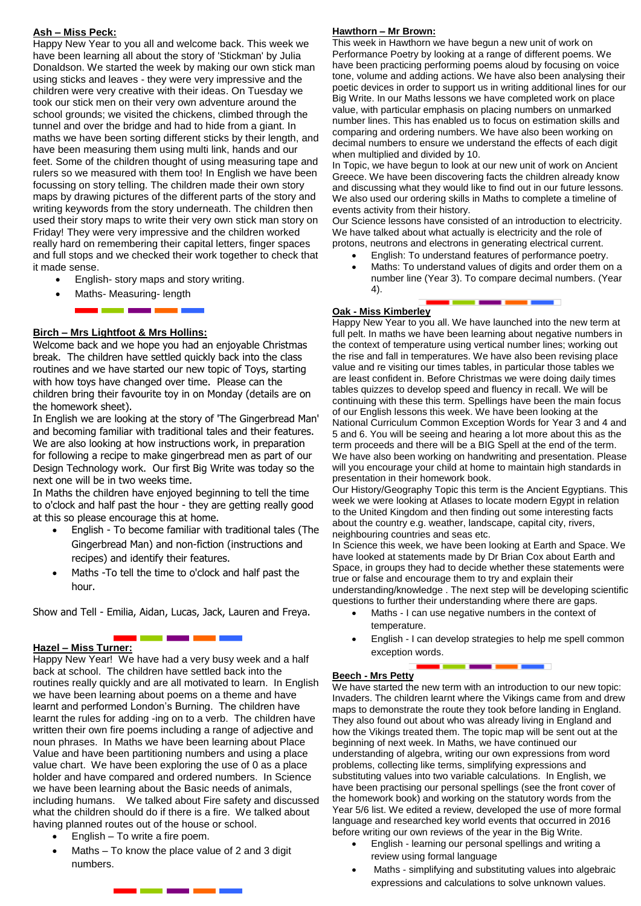## Ash – Miss Peck:

Happy New Year to you all and welcome back. This week we have been learning all about the story of 'Stickman' by Julia Donaldson. We started the week by making our own stick man using sticks and leaves - they were very impressive and the children were very creative with their ideas. On Tuesday we took our stick men on their very own adventure around the school grounds; we visited the chickens, climbed through the tunnel and over the bridge and had to hide from a giant. In maths we have been sorting different sticks by their length, and have been measuring them using multi link, hands and our feet. Some of the children thought of using measuring tape and rulers so we measured with them too! In English we have been focussing on story telling. The children made their own story maps by drawing pictures of the different parts of the story and writing keywords from the story underneath. The children then used their story maps to write their very own stick man story on Friday! They were very impressive and the children worked really hard on remembering their capital letters, finger spaces and full stops and we checked their work together to check that it made sense.

- English- story maps and story writing.
- Maths- Measuring- length

## Birch – Mrs Lightfoot & Mrs Hollins:

Welcome back and we hope you had an enjoyable Christmas break. The children have settled quickly back into the class routines and we have started our new topic of Toys, starting with how toys have changed over time. Please can the children bring their favourite toy in on Monday (details are on the homework sheet).

In English we are looking at the story of 'The Gingerbread Man' and becoming familiar with traditional tales and their features. We are also looking at how instructions work, in preparation for following a recipe to make gingerbread men as part of our Design Technology work. Our first Big Write was today so the next one will be in two weeks time.

In Maths the children have enjoyed beginning to tell the time to o'clock and half past the hour - they are getting really good at this so please encourage this at home.

- English - To become familiar with traditional tales (The Gingerbread Man) and non-fiction (instructions and recipes) and identify their features.
- Maths -To tell the time to o'clock and half past the hour.

Show and Tell - Emilia, Aidan, Lucas, Jack, Lauren and Freya.

## Hazel – Miss Turner:

Happy New Year! We have had a very busy week and a half back at school. The children have settled back into the routines really quickly and are all motivated to learn. In English we have been learning about poems on a theme and have learnt and performed London's Burning. The children have learnt the rules for adding -ing on to a verb. The children have written their own fire poems including a range of adjective and noun phrases. In Maths we have been learning about Place Value and have been partitioning numbers and using a place value chart. We have been exploring the use of 0 as a place holder and have compared and ordered numbers. In Science we have been learning about the Basic needs of animals, including humans. We talked about Fire safety and discussed what the children should do if there is a fire. We talked about having planned routes out of the house or school.

- English – To write a fire poem.
- Maths – To know the place value of 2 and 3 digit numbers.

## Hawthorn – Mr Brown:

This week in Hawthorn we have begun a new unit of work on Performance Poetry by looking at a range of different poems. We have been practicing performing poems aloud by focusing on voice tone, volume and adding actions. We have also been analysing their poetic devices in order to support us in writing additional lines for our Big Write. In our Maths lessons we have completed work on place value, with particular emphasis on placing numbers on unmarked number lines. This has enabled us to focus on estimation skills and comparing and ordering numbers. We have also been working on decimal numbers to ensure we understand the effects of each digit when multiplied and divided by 10.

In Topic, we have begun to look at our new unit of work on Ancient Greece. We have been discovering facts the children already know and discussing what they would like to find out in our future lessons. We also used our ordering skills in Maths to complete a timeline of events activity from their history.

Our Science lessons have consisted of an introduction to electricity. We have talked about what actually is electricity and the role of protons, neutrons and electrons in generating electrical current.

- English: To understand features of performance poetry.
- Maths: To understand values of digits and order them on a number line (Year 3). To compare decimal numbers. (Year 4).

## Oak - Miss Kimberley

Happy New Year to you all. We have launched into the new term at full pelt. In maths we have been learning about negative numbers in the context of temperature using vertical number lines; working out the rise and fall in temperatures. We have also been revising place value and re visiting our times tables, in particular those tables we are least confident in. Before Christmas we were doing daily times tables quizzes to develop speed and fluency in recall. We will be continuing with these this term. Spellings have been the main focus of our English lessons this week. We have been looking at the National Curriculum Common Exception Words for Year 3 and 4 and 5 and 6. You will be seeing and hearing a lot more about this as the term proceeds and there will be a BIG Spell at the end of the term. We have also been working on handwriting and presentation. Please will you encourage your child at home to maintain high standards in presentation in their homework book.

Our History/Geography Topic this term is the Ancient Egyptians. This week we were looking at Atlases to locate modern Egypt in relation to the United Kingdom and then finding out some interesting facts about the country e.g. weather, landscape, capital city, rivers, neighbouring countries and seas etc.

In Science this week, we have been looking at Earth and Space. We have looked at statements made by Dr Brian Cox about Earth and Space, in groups they had to decide whether these statements were true or false and encourage them to try and explain their understanding/knowledge . The next step will be developing scientific questions to further their understanding where there are gaps.

- Maths - I can use negative numbers in the context of temperature.
- English - I can develop strategies to help me spell common exception words.

## Beech - Mrs Petty

We have started the new term with an introduction to our new topic: Invaders. The children learnt where the Vikings came from and drew maps to demonstrate the route they took before landing in England. They also found out about who was already living in England and how the Vikings treated them. The topic map will be sent out at the beginning of next week. In Maths, we have continued our understanding of algebra, writing our own expressions from word problems, collecting like terms, simplifying expressions and substituting values into two variable calculations. In English, we have been practising our personal spellings (see the front cover of the homework book) and working on the statutory words from the Year 5/6 list. We edited a review, developed the use of more formal language and researched key world events that occurred in 2016 before writing our own reviews of the year in the Big Write.

- English - learning our personal spellings and writing a review using formal language
- Maths - simplifying and substituting values into algebraic expressions and calculations to solve unknown values.